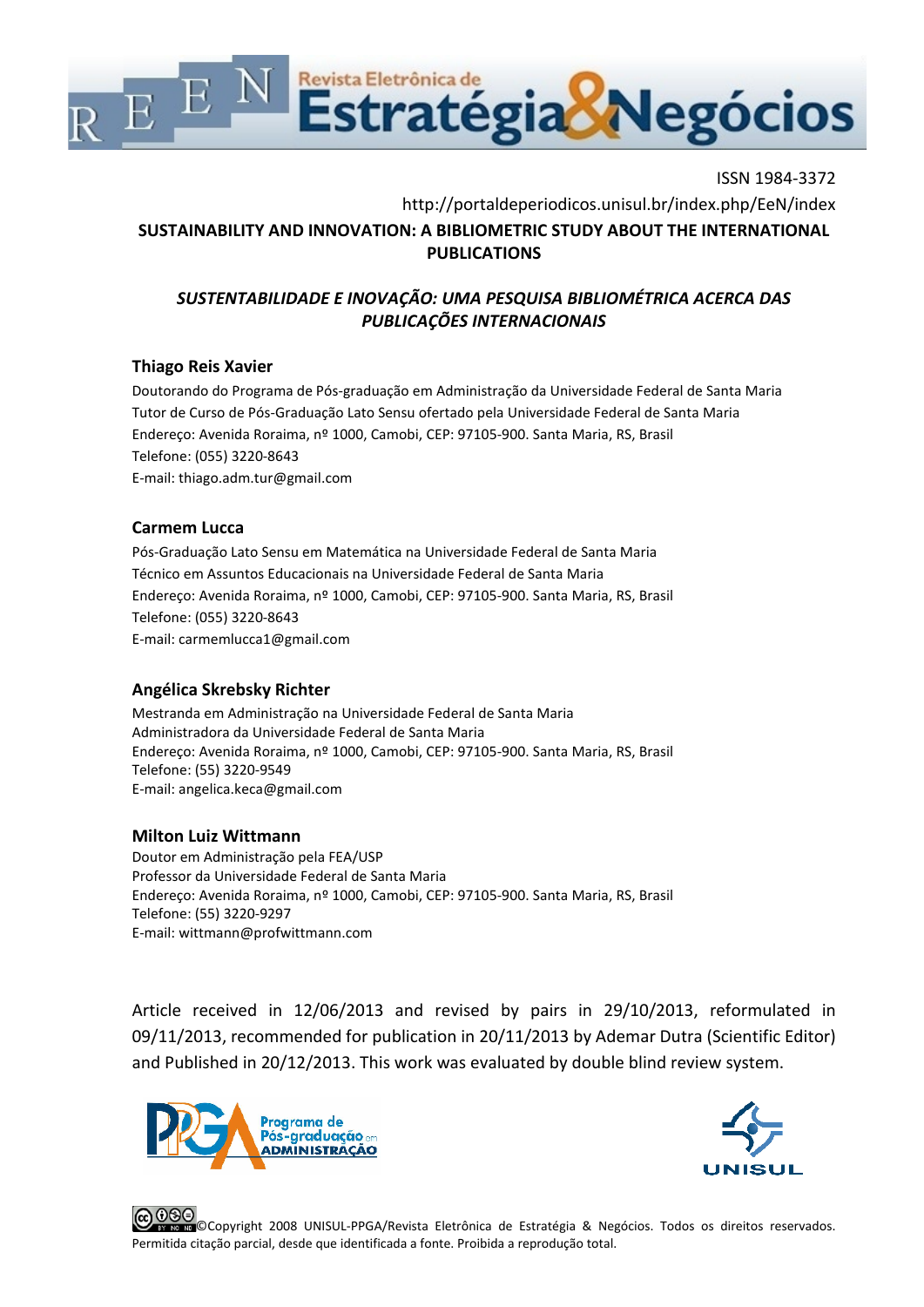ISSN 1984-3372

http://portaldeperiodicos.unisul.br/index.php/EeN/index

# SUSTAINABILITY AND INNOVATION: A BIBLIOMETRIC STUDY ABOUT THE INTERNATIONAL PUBLICATIONS

## *SUSTENTABILIDADE E INOVAÇÃO: UMA PESQUISA BIBLIOMÉTRICA ACERCA DAS PUBLICAÇÕES INTERNACIONAIS*

**Thiago Reis Xavier**

Doutorando do Programa de Pós-graduação em Administração da Universidade Federal de Santa Maria
Tutor de Curso de Pós-Graduação Lato Sensu ofertado pela Universidade Federal de Santa Maria
Endereço: Avenida Roraima, nº 1000, Camobi, CEP: 97105-900. Santa Maria, RS, Brasil
Telefone: (055) 3220-8643
E-mail: thiago.adm.tur@gmail.com

**Carmem Lucca**

Pós-Graduação Lato Sensu em Matemática na Universidade Federal de Santa Maria
Técnico em Assuntos Educacionais na Universidade Federal de Santa Maria
Endereço: Avenida Roraima, nº 1000, Camobi, CEP: 97105-900. Santa Maria, RS, Brasil
Telefone: (055) 3220-8643
E-mail: carmemlucca1@gmail.com

**Angélica Skrebsky Richter**

Mestranda em Administração na Universidade Federal de Santa Maria
Administradora da Universidade Federal de Santa Maria
Endereço: Avenida Roraima, nº 1000, Camobi, CEP: 97105-900. Santa Maria, RS, Brasil
Telefone: (55) 3220-9549
E-mail: angelica.keca@gmail.com

**Milton Luiz Wittmann**

Doutor em Administração pela FEA/USP
Professor da Universidade Federal de Santa Maria
Endereço: Avenida Roraima, nº 1000, Camobi, CEP: 97105-900. Santa Maria, RS, Brasil
Telefone: (55) 3220-9297
E-mail: wittmann@profwittmann.com

Article received in 12/06/2013 and revised by pairs in 29/10/2013, reformulated in 09/11/2013, recommended for publication in 20/11/2013 by Ademar Dutra (Scientific Editor) and Published in 20/12/2013. This work was evaluated by double blind review system.

©Copyright 2008 UNISUL-PPGA/Revista Eletrônica de Estratégia & Negócios. Todos os direitos reservados. Permitida citação parcial, desde que identificada a fonte. Proibida a reprodução total.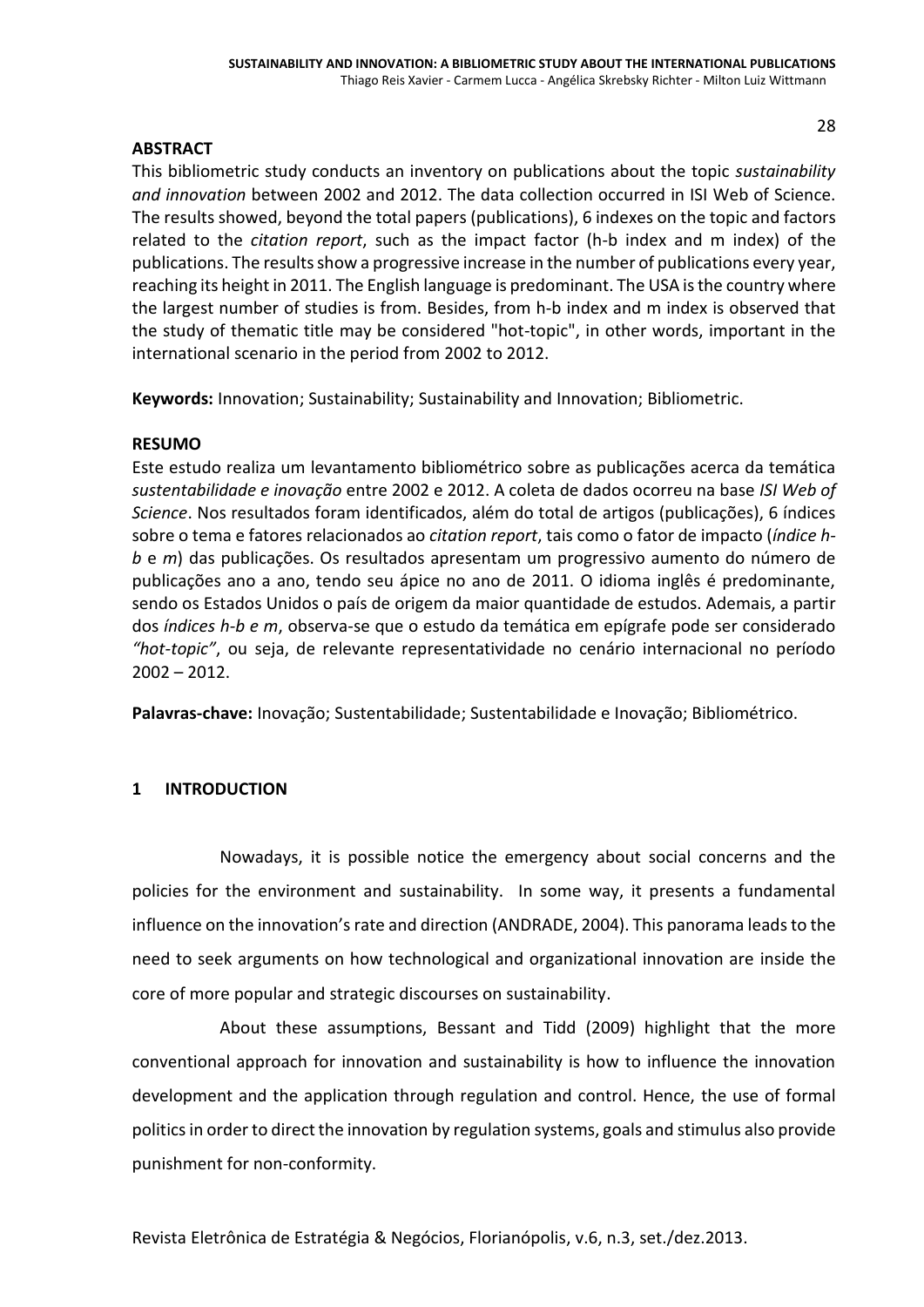**ABSTRACT**

This bibliometric study conducts an inventory on publications about the topic *sustainability and innovation* between 2002 and 2012. The data collection occurred in ISI Web of Science. The results showed, beyond the total papers (publications), 6 indexes on the topic and factors related to the *citation report*, such as the impact factor (h-b index and m index) of the publications. The results show a progressive increase in the number of publications every year, reaching its height in 2011. The English language is predominant. The USA is the country where the largest number of studies is from. Besides, from h-b index and m index is observed that the study of thematic title may be considered "hot-topic", in other words, important in the international scenario in the period from 2002 to 2012.

**Keywords:** Innovation; Sustainability; Sustainability and Innovation; Bibliometric.

**RESUMO**

Este estudo realiza um levantamento bibliométrico sobre as publicações acerca da temática *sustentabilidade e inovação* entre 2002 e 2012. A coleta de dados ocorreu na base *ISI Web of Science*. Nos resultados foram identificados, além do total de artigos (publicações), 6 índices sobre o tema e fatores relacionados ao *citation report*, tais como o fator de impacto (*índice h-b* e *m*) das publicações. Os resultados apresentam um progressivo aumento do número de publicações ano a ano, tendo seu ápice no ano de 2011. O idioma inglês é predominante, sendo os Estados Unidos o país de origem da maior quantidade de estudos. Ademais, a partir dos *índices h-b e m*, observa-se que o estudo da temática em epígrafe pode ser considerado *"hot-topic"*, ou seja, de relevante representatividade no cenário internacional no período 2002 – 2012.

**Palavras-chave:** Inovação; Sustentabilidade; Sustentabilidade e Inovação; Bibliométrico.

## 1 INTRODUCTION

Nowadays, it is possible notice the emergency about social concerns and the policies for the environment and sustainability. In some way, it presents a fundamental influence on the innovation's rate and direction (ANDRADE, 2004). This panorama leads to the need to seek arguments on how technological and organizational innovation are inside the core of more popular and strategic discourses on sustainability.

About these assumptions, Bessant and Tidd (2009) highlight that the more conventional approach for innovation and sustainability is how to influence the innovation development and the application through regulation and control. Hence, the use of formal politics in order to direct the innovation by regulation systems, goals and stimulus also provide punishment for non-conformity.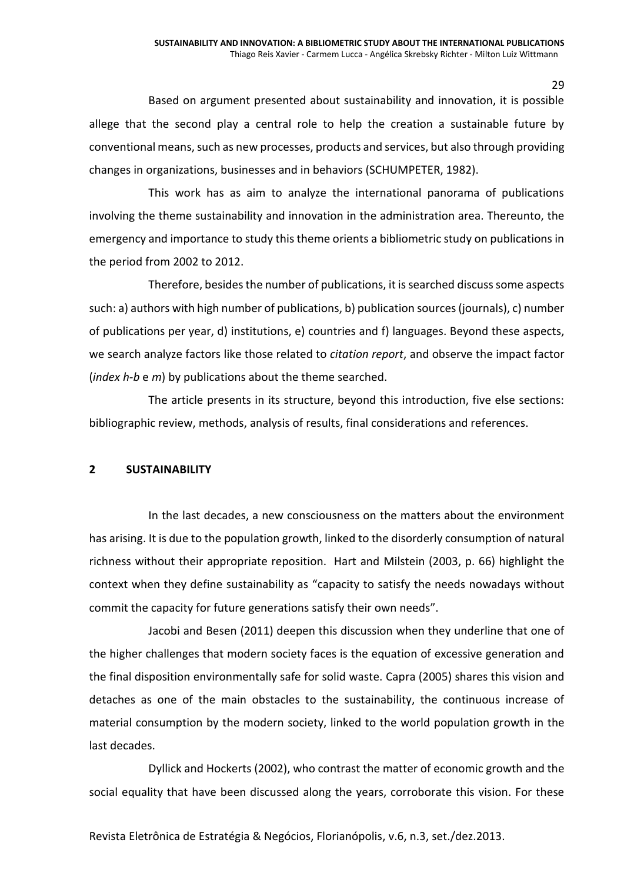Based on argument presented about sustainability and innovation, it is possible allege that the second play a central role to help the creation a sustainable future by conventional means, such as new processes, products and services, but also through providing changes in organizations, businesses and in behaviors (SCHUMPETER, 1982).

This work has as aim to analyze the international panorama of publications involving the theme sustainability and innovation in the administration area. Thereunto, the emergency and importance to study this theme orients a bibliometric study on publications in the period from 2002 to 2012.

Therefore, besides the number of publications, it is searched discuss some aspects such: a) authors with high number of publications, b) publication sources (journals), c) number of publications per year, d) institutions, e) countries and f) languages. Beyond these aspects, we search analyze factors like those related to *citation report*, and observe the impact factor (*index h-b* e *m*) by publications about the theme searched.

The article presents in its structure, beyond this introduction, five else sections: bibliographic review, methods, analysis of results, final considerations and references.

## 2 SUSTAINABILITY

In the last decades, a new consciousness on the matters about the environment has arising. It is due to the population growth, linked to the disorderly consumption of natural richness without their appropriate reposition. Hart and Milstein (2003, p. 66) highlight the context when they define sustainability as "capacity to satisfy the needs nowadays without commit the capacity for future generations satisfy their own needs".

Jacobi and Besen (2011) deepen this discussion when they underline that one of the higher challenges that modern society faces is the equation of excessive generation and the final disposition environmentally safe for solid waste. Capra (2005) shares this vision and detaches as one of the main obstacles to the sustainability, the continuous increase of material consumption by the modern society, linked to the world population growth in the last decades.

Dyllick and Hockerts (2002), who contrast the matter of economic growth and the social equality that have been discussed along the years, corroborate this vision. For these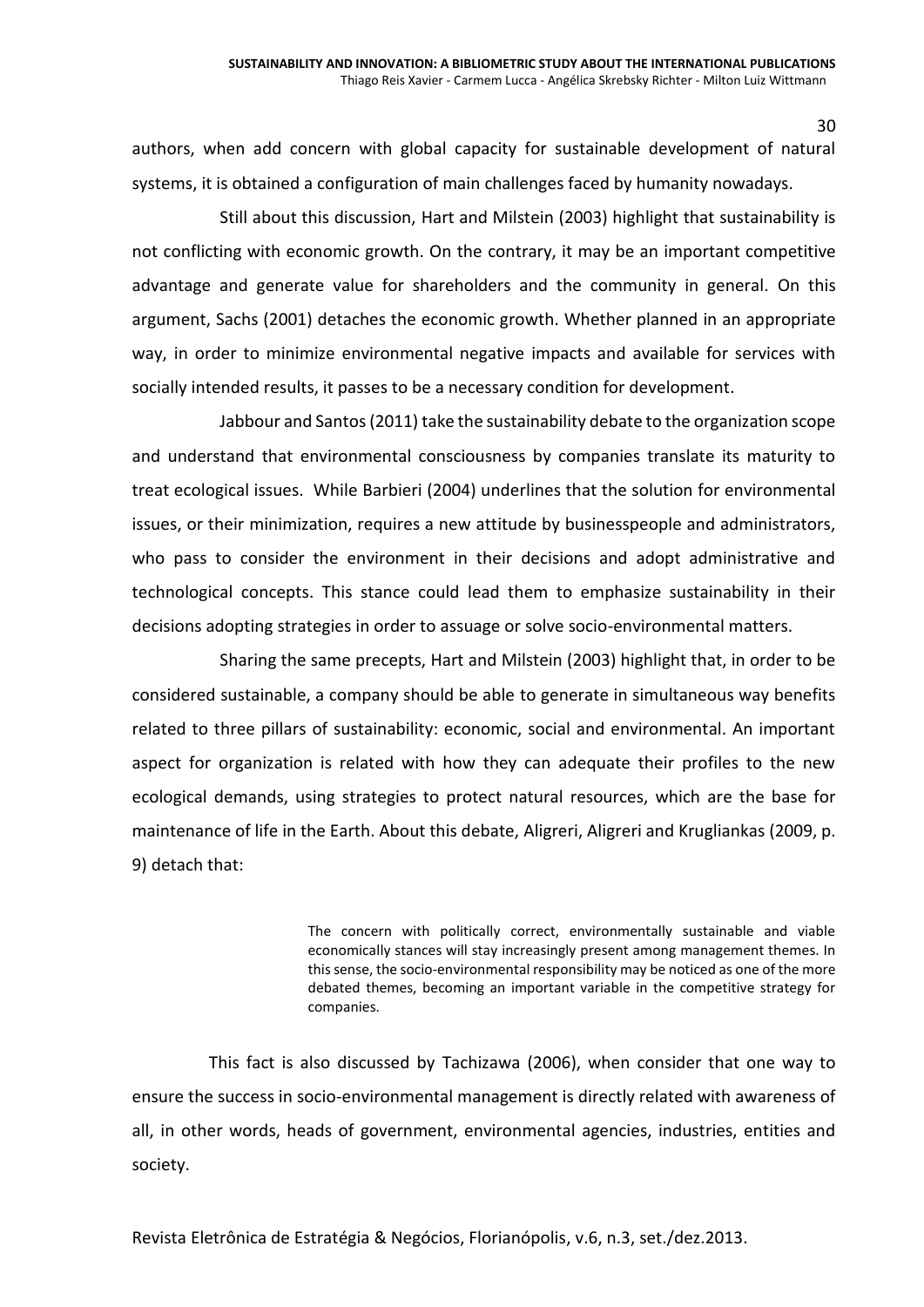authors, when add concern with global capacity for sustainable development of natural systems, it is obtained a configuration of main challenges faced by humanity nowadays.

Still about this discussion, Hart and Milstein (2003) highlight that sustainability is not conflicting with economic growth. On the contrary, it may be an important competitive advantage and generate value for shareholders and the community in general. On this argument, Sachs (2001) detaches the economic growth. Whether planned in an appropriate way, in order to minimize environmental negative impacts and available for services with socially intended results, it passes to be a necessary condition for development.

Jabbour and Santos (2011) take the sustainability debate to the organization scope and understand that environmental consciousness by companies translate its maturity to treat ecological issues. While Barbieri (2004) underlines that the solution for environmental issues, or their minimization, requires a new attitude by businesspeople and administrators, who pass to consider the environment in their decisions and adopt administrative and technological concepts. This stance could lead them to emphasize sustainability in their decisions adopting strategies in order to assuage or solve socio-environmental matters.

Sharing the same precepts, Hart and Milstein (2003) highlight that, in order to be considered sustainable, a company should be able to generate in simultaneous way benefits related to three pillars of sustainability: economic, social and environmental. An important aspect for organization is related with how they can adequate their profiles to the new ecological demands, using strategies to protect natural resources, which are the base for maintenance of life in the Earth. About this debate, Aligreri, Aligreri and Krugliankas (2009, p. 9) detach that:

> The concern with politically correct, environmentally sustainable and viable economically stances will stay increasingly present among management themes. In this sense, the socio-environmental responsibility may be noticed as one of the more debated themes, becoming an important variable in the competitive strategy for companies.

This fact is also discussed by Tachizawa (2006), when consider that one way to ensure the success in socio-environmental management is directly related with awareness of all, in other words, heads of government, environmental agencies, industries, entities and society.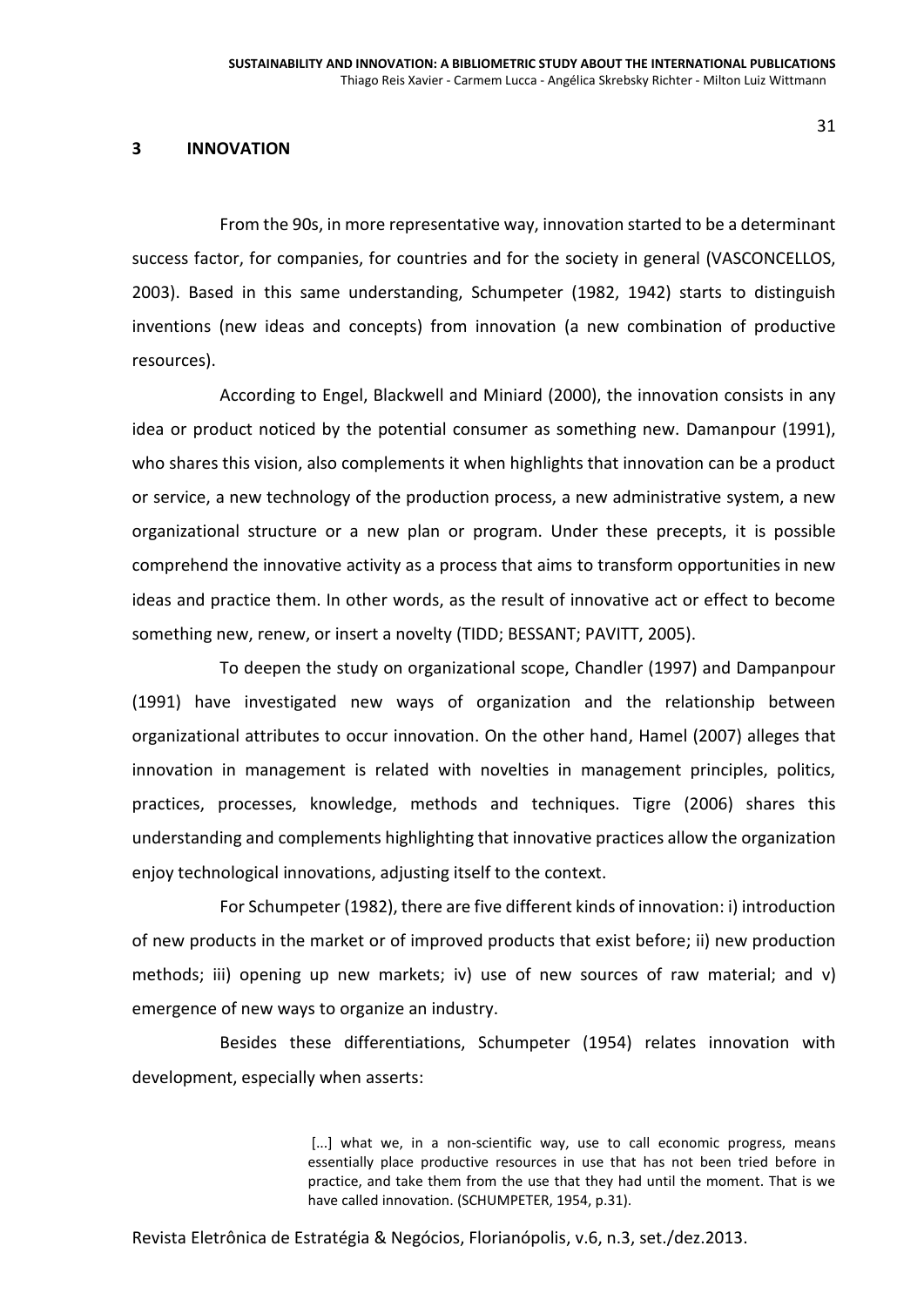## 3 INNOVATION

From the 90s, in more representative way, innovation started to be a determinant success factor, for companies, for countries and for the society in general (VASCONCELLOS, 2003). Based in this same understanding, Schumpeter (1982, 1942) starts to distinguish inventions (new ideas and concepts) from innovation (a new combination of productive resources).

According to Engel, Blackwell and Miniard (2000), the innovation consists in any idea or product noticed by the potential consumer as something new. Damanpour (1991), who shares this vision, also complements it when highlights that innovation can be a product or service, a new technology of the production process, a new administrative system, a new organizational structure or a new plan or program. Under these precepts, it is possible comprehend the innovative activity as a process that aims to transform opportunities in new ideas and practice them. In other words, as the result of innovative act or effect to become something new, renew, or insert a novelty (TIDD; BESSANT; PAVITT, 2005).

To deepen the study on organizational scope, Chandler (1997) and Dampanpour (1991) have investigated new ways of organization and the relationship between organizational attributes to occur innovation. On the other hand, Hamel (2007) alleges that innovation in management is related with novelties in management principles, politics, practices, processes, knowledge, methods and techniques. Tigre (2006) shares this understanding and complements highlighting that innovative practices allow the organization enjoy technological innovations, adjusting itself to the context.

For Schumpeter (1982), there are five different kinds of innovation: i) introduction of new products in the market or of improved products that exist before; ii) new production methods; iii) opening up new markets; iv) use of new sources of raw material; and v) emergence of new ways to organize an industry.

Besides these differentiations, Schumpeter (1954) relates innovation with development, especially when asserts:

> [...] what we, in a non-scientific way, use to call economic progress, means essentially place productive resources in use that has not been tried before in practice, and take them from the use that they had until the moment. That is we have called innovation. (SCHUMPETER, 1954, p.31).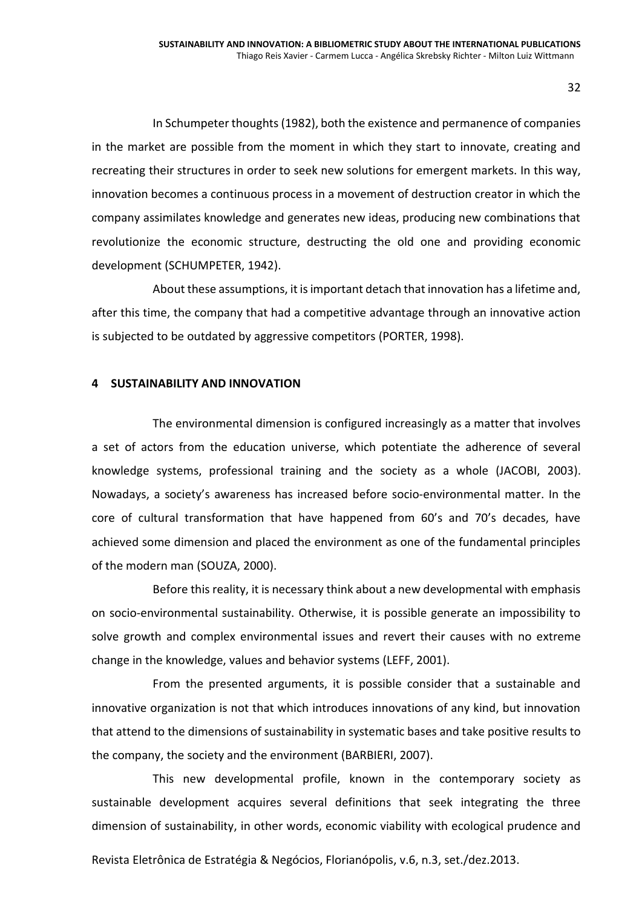In Schumpeter thoughts (1982), both the existence and permanence of companies in the market are possible from the moment in which they start to innovate, creating and recreating their structures in order to seek new solutions for emergent markets. In this way, innovation becomes a continuous process in a movement of destruction creator in which the company assimilates knowledge and generates new ideas, producing new combinations that revolutionize the economic structure, destructing the old one and providing economic development (SCHUMPETER, 1942).

About these assumptions, it is important detach that innovation has a lifetime and, after this time, the company that had a competitive advantage through an innovative action is subjected to be outdated by aggressive competitors (PORTER, 1998).

## 4 SUSTAINABILITY AND INNOVATION

The environmental dimension is configured increasingly as a matter that involves a set of actors from the education universe, which potentiate the adherence of several knowledge systems, professional training and the society as a whole (JACOBI, 2003). Nowadays, a society's awareness has increased before socio-environmental matter. In the core of cultural transformation that have happened from 60's and 70's decades, have achieved some dimension and placed the environment as one of the fundamental principles of the modern man (SOUZA, 2000).

Before this reality, it is necessary think about a new developmental with emphasis on socio-environmental sustainability. Otherwise, it is possible generate an impossibility to solve growth and complex environmental issues and revert their causes with no extreme change in the knowledge, values and behavior systems (LEFF, 2001).

From the presented arguments, it is possible consider that a sustainable and innovative organization is not that which introduces innovations of any kind, but innovation that attend to the dimensions of sustainability in systematic bases and take positive results to the company, the society and the environment (BARBIERI, 2007).

This new developmental profile, known in the contemporary society as sustainable development acquires several definitions that seek integrating the three dimension of sustainability, in other words, economic viability with ecological prudence and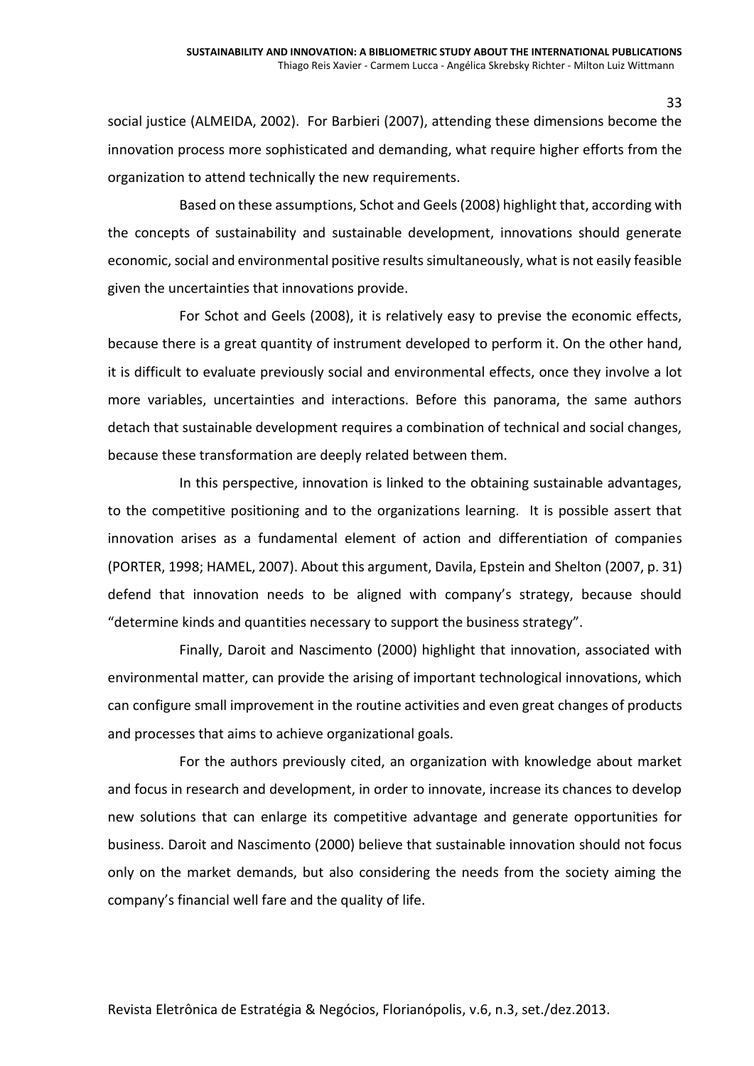social justice (ALMEIDA, 2002). For Barbieri (2007), attending these dimensions become the innovation process more sophisticated and demanding, what require higher efforts from the organization to attend technically the new requirements.

Based on these assumptions, Schot and Geels (2008) highlight that, according with the concepts of sustainability and sustainable development, innovations should generate economic, social and environmental positive results simultaneously, what is not easily feasible given the uncertainties that innovations provide.

For Schot and Geels (2008), it is relatively easy to previse the economic effects, because there is a great quantity of instrument developed to perform it. On the other hand, it is difficult to evaluate previously social and environmental effects, once they involve a lot more variables, uncertainties and interactions. Before this panorama, the same authors detach that sustainable development requires a combination of technical and social changes, because these transformation are deeply related between them.

In this perspective, innovation is linked to the obtaining sustainable advantages, to the competitive positioning and to the organizations learning. It is possible assert that innovation arises as a fundamental element of action and differentiation of companies (PORTER, 1998; HAMEL, 2007). About this argument, Davila, Epstein and Shelton (2007, p. 31) defend that innovation needs to be aligned with company's strategy, because should "determine kinds and quantities necessary to support the business strategy".

Finally, Daroit and Nascimento (2000) highlight that innovation, associated with environmental matter, can provide the arising of important technological innovations, which can configure small improvement in the routine activities and even great changes of products and processes that aims to achieve organizational goals.

For the authors previously cited, an organization with knowledge about market and focus in research and development, in order to innovate, increase its chances to develop new solutions that can enlarge its competitive advantage and generate opportunities for business. Daroit and Nascimento (2000) believe that sustainable innovation should not focus only on the market demands, but also considering the needs from the society aiming the company's financial well fare and the quality of life.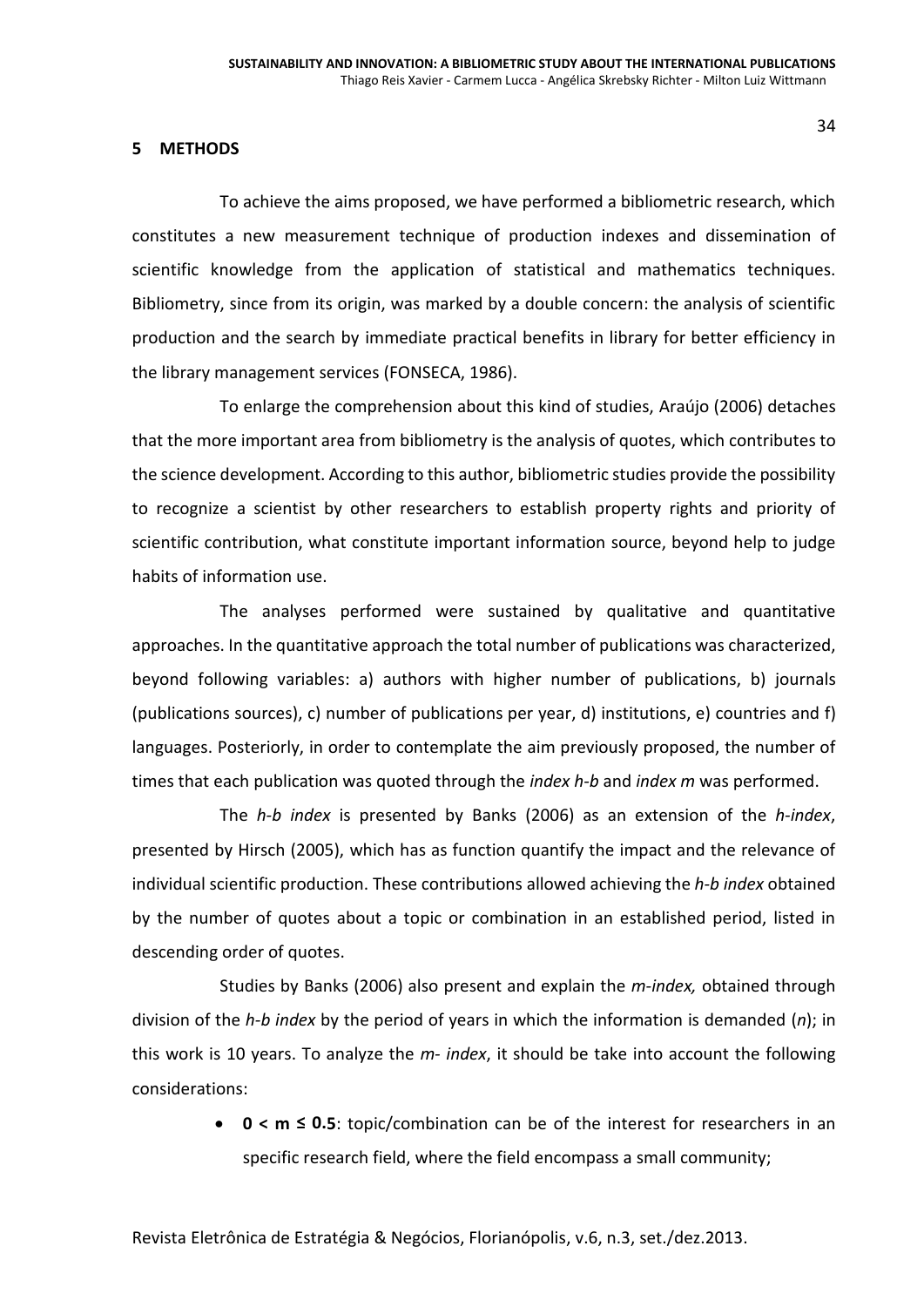## 5 METHODS

To achieve the aims proposed, we have performed a bibliometric research, which constitutes a new measurement technique of production indexes and dissemination of scientific knowledge from the application of statistical and mathematics techniques. Bibliometry, since from its origin, was marked by a double concern: the analysis of scientific production and the search by immediate practical benefits in library for better efficiency in the library management services (FONSECA, 1986).

To enlarge the comprehension about this kind of studies, Araújo (2006) detaches that the more important area from bibliometry is the analysis of quotes, which contributes to the science development. According to this author, bibliometric studies provide the possibility to recognize a scientist by other researchers to establish property rights and priority of scientific contribution, what constitute important information source, beyond help to judge habits of information use.

The analyses performed were sustained by qualitative and quantitative approaches. In the quantitative approach the total number of publications was characterized, beyond following variables: a) authors with higher number of publications, b) journals (publications sources), c) number of publications per year, d) institutions, e) countries and f) languages. Posteriorly, in order to contemplate the aim previously proposed, the number of times that each publication was quoted through the *index h-b* and *index m* was performed.

The *h-b index* is presented by Banks (2006) as an extension of the *h-index*, presented by Hirsch (2005), which has as function quantify the impact and the relevance of individual scientific production. These contributions allowed achieving the *h-b index* obtained by the number of quotes about a topic or combination in an established period, listed in descending order of quotes.

Studies by Banks (2006) also present and explain the *m-index,* obtained through division of the *h-b index* by the period of years in which the information is demanded (*n*); in this work is 10 years. To analyze the *m- index*, it should be take into account the following considerations:

- **$0 < m \leq 0.5$**: topic/combination can be of the interest for researchers in an specific research field, where the field encompass a small community;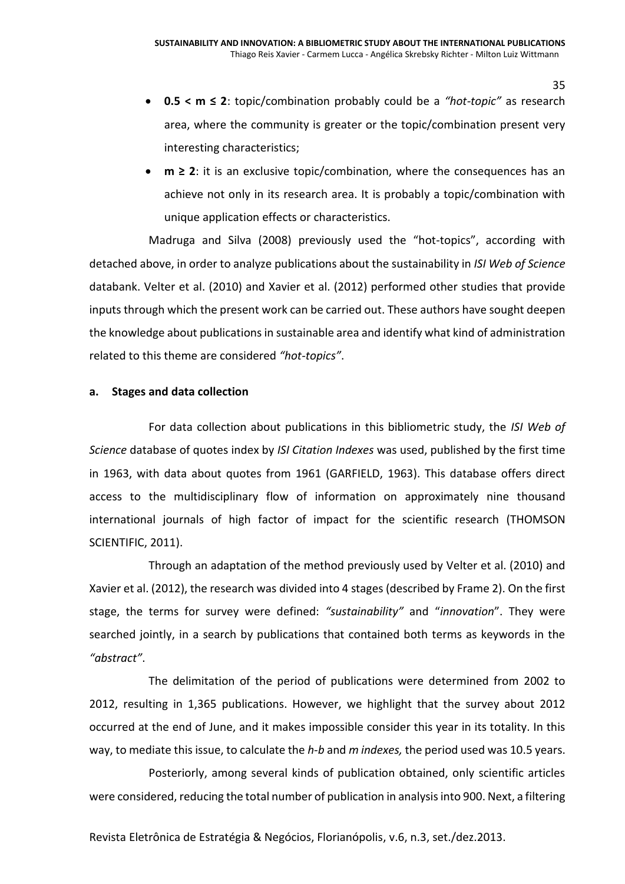- **0.5 < m ≤ 2**: topic/combination probably could be a *"hot-topic"* as research area, where the community is greater or the topic/combination present very interesting characteristics;
- **m ≥ 2**: it is an exclusive topic/combination, where the consequences has an achieve not only in its research area. It is probably a topic/combination with unique application effects or characteristics.

Madruga and Silva (2008) previously used the "hot-topics", according with detached above, in order to analyze publications about the sustainability in *ISI Web of Science* databank. Velter et al. (2010) and Xavier et al. (2012) performed other studies that provide inputs through which the present work can be carried out. These authors have sought deepen the knowledge about publications in sustainable area and identify what kind of administration related to this theme are considered *"hot-topics"*.

**a. Stages and data collection**

For data collection about publications in this bibliometric study, the *ISI Web of Science* database of quotes index by *ISI Citation Indexes* was used, published by the first time in 1963, with data about quotes from 1961 (GARFIELD, 1963). This database offers direct access to the multidisciplinary flow of information on approximately nine thousand international journals of high factor of impact for the scientific research (THOMSON SCIENTIFIC, 2011).

Through an adaptation of the method previously used by Velter et al. (2010) and Xavier et al. (2012), the research was divided into 4 stages (described by Frame 2). On the first stage, the terms for survey were defined: *"sustainability"* and "*innovation*". They were searched jointly, in a search by publications that contained both terms as keywords in the *"abstract"*.

The delimitation of the period of publications were determined from 2002 to 2012, resulting in 1,365 publications. However, we highlight that the survey about 2012 occurred at the end of June, and it makes impossible consider this year in its totality. In this way, to mediate this issue, to calculate the *h-b* and *m indexes,* the period used was 10.5 years.

Posteriorly, among several kinds of publication obtained, only scientific articles were considered, reducing the total number of publication in analysis into 900. Next, a filtering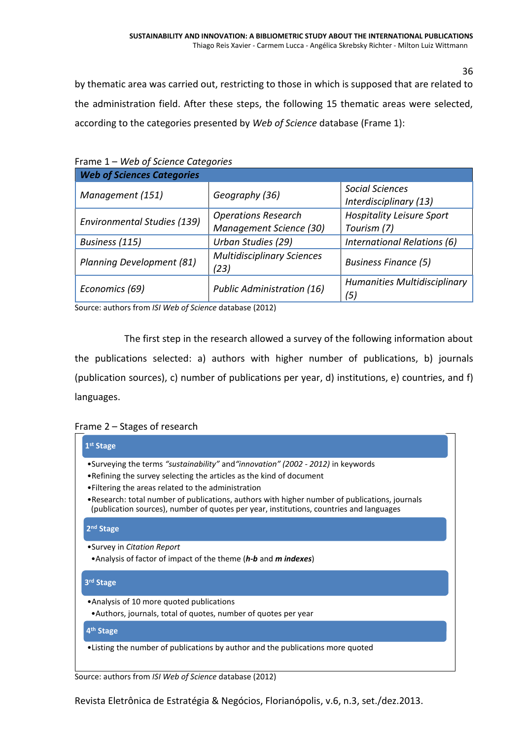by thematic area was carried out, restricting to those in which is supposed that are related to the administration field. After these steps, the following 15 thematic areas were selected, according to the categories presented by *Web of Science* database (Frame 1):

Frame 1 – *Web of Science Categories*

| ***Web of Sciences Categories*** | | |
|---|---|---|
| *Management (151)* | *Geography (36)* | *Social Sciences Interdisciplinary (13)* |
| *Environmental Studies (139)* | *Operations Research Management Science (30)* | *Hospitality Leisure Sport Tourism (7)* |
| *Business (115)* | *Urban Studies (29)* | *International Relations (6)* |
| *Planning Development (81)* | *Multidisciplinary Sciences (23)* | *Business Finance (5)* |
| *Economics (69)* | *Public Administration (16)* | *Humanities Multidisciplinary (5)* |

Source: authors from *ISI Web of Science* database (2012)

The first step in the research allowed a survey of the following information about the publications selected: a) authors with higher number of publications, b) journals (publication sources), c) number of publications per year, d) institutions, e) countries, and f) languages.

Frame 2 – Stages of research

**1st Stage**

- Surveying the terms *"sustainability"* and *"innovation" (2002 - 2012)* in keywords
- Refining the survey selecting the articles as the kind of document
- Filtering the areas related to the administration
- Research: total number of publications, authors with higher number of publications, journals (publication sources), number of quotes per year, institutions, countries and languages

**2nd Stage**

- Survey in *Citation Report*
- Analysis of factor of impact of the theme (***h-b*** and ***m indexes***)

**3rd Stage**

- Analysis of 10 more quoted publications
- Authors, journals, total of quotes, number of quotes per year

**4th Stage**

- Listing the number of publications by author and the publications more quoted

Source: authors from *ISI Web of Science* database (2012)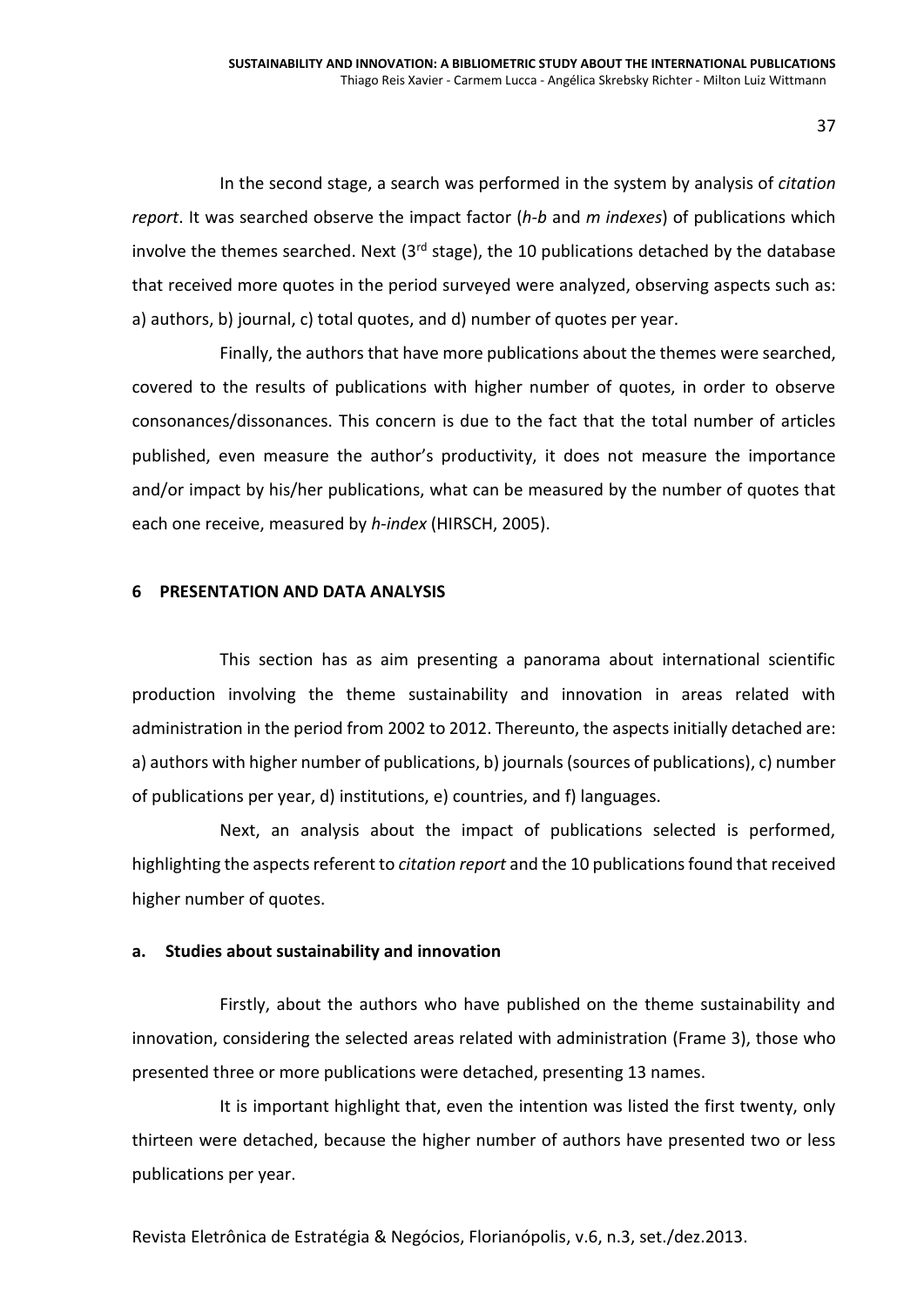In the second stage, a search was performed in the system by analysis of *citation report*. It was searched observe the impact factor (*h-b* and *m indexes*) of publications which involve the themes searched. Next (3rd stage), the 10 publications detached by the database that received more quotes in the period surveyed were analyzed, observing aspects such as: a) authors, b) journal, c) total quotes, and d) number of quotes per year.

Finally, the authors that have more publications about the themes were searched, covered to the results of publications with higher number of quotes, in order to observe consonances/dissonances. This concern is due to the fact that the total number of articles published, even measure the author's productivity, it does not measure the importance and/or impact by his/her publications, what can be measured by the number of quotes that each one receive, measured by *h-index* (HIRSCH, 2005).

## 6 PRESENTATION AND DATA ANALYSIS

This section has as aim presenting a panorama about international scientific production involving the theme sustainability and innovation in areas related with administration in the period from 2002 to 2012. Thereunto, the aspects initially detached are: a) authors with higher number of publications, b) journals (sources of publications), c) number of publications per year, d) institutions, e) countries, and f) languages.

Next, an analysis about the impact of publications selected is performed, highlighting the aspects referent to *citation report* and the 10 publications found that received higher number of quotes.

### a. Studies about sustainability and innovation

Firstly, about the authors who have published on the theme sustainability and innovation, considering the selected areas related with administration (Frame 3), those who presented three or more publications were detached, presenting 13 names.

It is important highlight that, even the intention was listed the first twenty, only thirteen were detached, because the higher number of authors have presented two or less publications per year.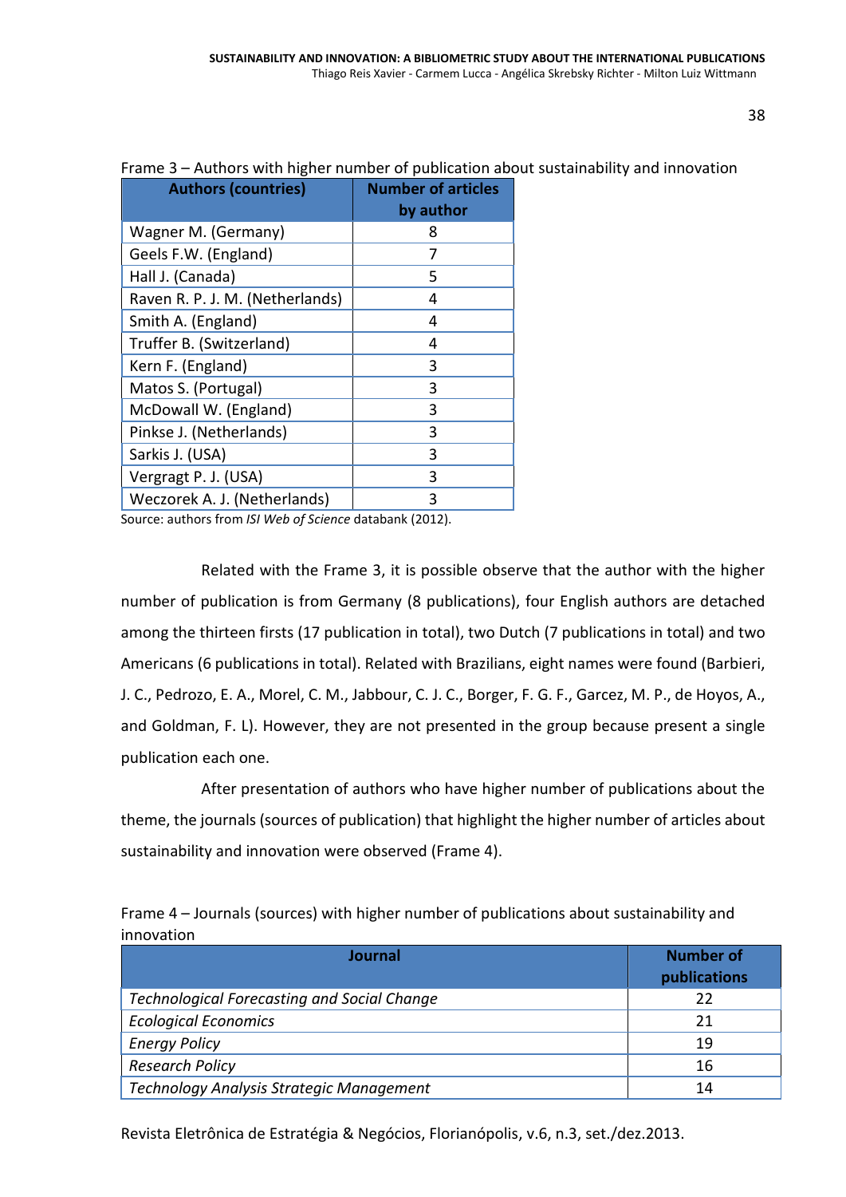Frame 3 – Authors with higher number of publication about sustainability and innovation

| Authors (countries) | Number of articles by author |
| --- | --- |
| Wagner M. (Germany) | 8 |
| Geels F.W. (England) | 7 |
| Hall J. (Canada) | 5 |
| Raven R. P. J. M. (Netherlands) | 4 |
| Smith A. (England) | 4 |
| Truffer B. (Switzerland) | 4 |
| Kern F. (England) | 3 |
| Matos S. (Portugal) | 3 |
| McDowall W. (England) | 3 |
| Pinkse J. (Netherlands) | 3 |
| Sarkis J. (USA) | 3 |
| Vergragt P. J. (USA) | 3 |
| Weczorek A. J. (Netherlands) | 3 |

Source: authors from *ISI Web of Science* databank (2012).

Related with the Frame 3, it is possible observe that the author with the higher number of publication is from Germany (8 publications), four English authors are detached among the thirteen firsts (17 publication in total), two Dutch (7 publications in total) and two Americans (6 publications in total). Related with Brazilians, eight names were found (Barbieri, J. C., Pedrozo, E. A., Morel, C. M., Jabbour, C. J. C., Borger, F. G. F., Garcez, M. P., de Hoyos, A., and Goldman, F. L). However, they are not presented in the group because present a single publication each one.

After presentation of authors who have higher number of publications about the theme, the journals (sources of publication) that highlight the higher number of articles about sustainability and innovation were observed (Frame 4).

Frame 4 – Journals (sources) with higher number of publications about sustainability and innovation

| Journal | Number of publications |
| --- | --- |
| *Technological Forecasting and Social Change* | 22 |
| *Ecological Economics* | 21 |
| *Energy Policy* | 19 |
| *Research Policy* | 16 |
| *Technology Analysis Strategic Management* | 14 |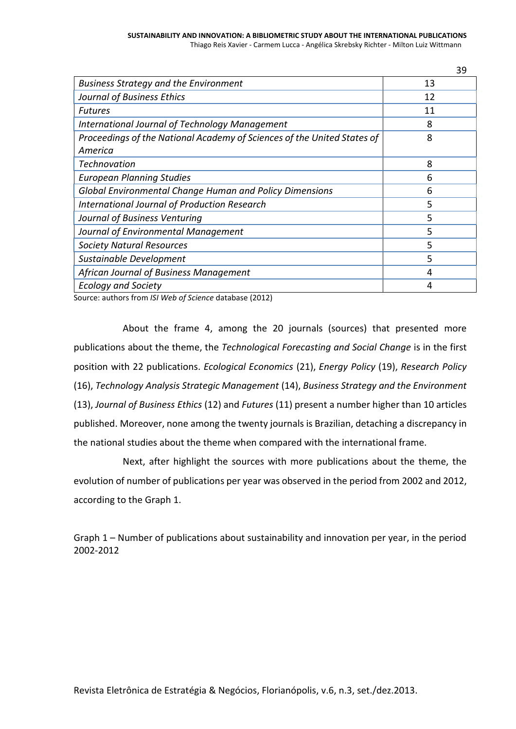| | |
|---|---|
| *Business Strategy and the Environment* | 13 |
| *Journal of Business Ethics* | 12 |
| *Futures* | 11 |
| *International Journal of Technology Management* | 8 |
| *Proceedings of the National Academy of Sciences of the United States of America* | 8 |
| *Technovation* | 8 |
| *European Planning Studies* | 6 |
| *Global Environmental Change Human and Policy Dimensions* | 6 |
| *International Journal of Production Research* | 5 |
| *Journal of Business Venturing* | 5 |
| *Journal of Environmental Management* | 5 |
| *Society Natural Resources* | 5 |
| *Sustainable Development* | 5 |
| *African Journal of Business Management* | 4 |
| *Ecology and Society* | 4 |

Source: authors from *ISI Web of Science* database (2012)

About the frame 4, among the 20 journals (sources) that presented more publications about the theme, the *Technological Forecasting and Social Change* is in the first position with 22 publications. *Ecological Economics* (21), *Energy Policy* (19), *Research Policy* (16), *Technology Analysis Strategic Management* (14), *Business Strategy and the Environment* (13), *Journal of Business Ethics* (12) and *Futures* (11) present a number higher than 10 articles published. Moreover, none among the twenty journals is Brazilian, detaching a discrepancy in the national studies about the theme when compared with the international frame.

Next, after highlight the sources with more publications about the theme, the evolution of number of publications per year was observed in the period from 2002 and 2012, according to the Graph 1.

Graph 1 – Number of publications about sustainability and innovation per year, in the period 2002-2012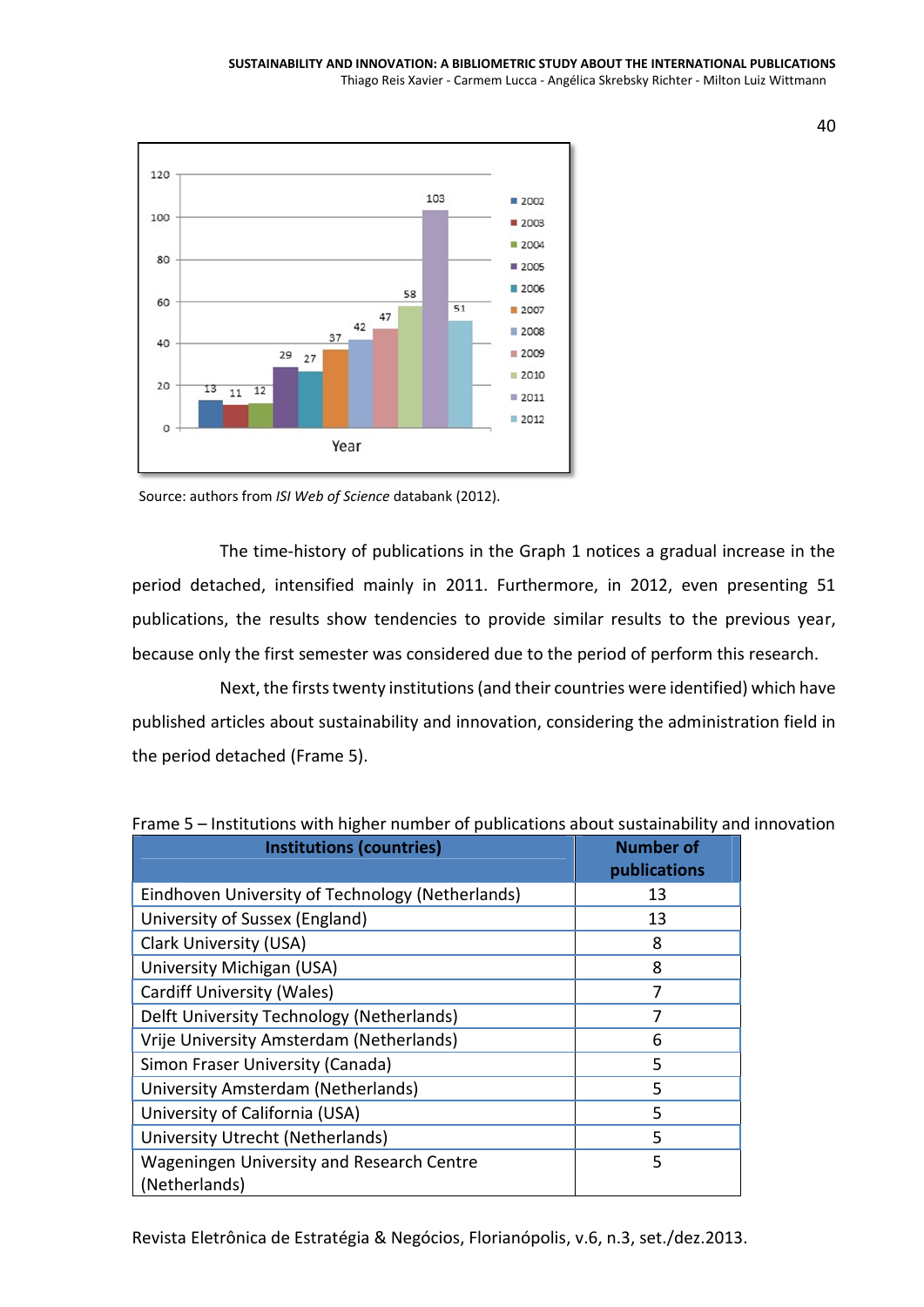Source: authors from *ISI Web of Science* databank (2012).

The time-history of publications in the Graph 1 notices a gradual increase in the period detached, intensified mainly in 2011. Furthermore, in 2012, even presenting 51 publications, the results show tendencies to provide similar results to the previous year, because only the first semester was considered due to the period of perform this research.

Next, the firsts twenty institutions (and their countries were identified) which have published articles about sustainability and innovation, considering the administration field in the period detached (Frame 5).

Frame 5 – Institutions with higher number of publications about sustainability and innovation

| Institutions (countries) | Number of publications |
|---|---|
| Eindhoven University of Technology (Netherlands) | 13 |
| University of Sussex (England) | 13 |
| Clark University (USA) | 8 |
| University Michigan (USA) | 8 |
| Cardiff University (Wales) | 7 |
| Delft University Technology (Netherlands) | 7 |
| Vrije University Amsterdam (Netherlands) | 6 |
| Simon Fraser University (Canada) | 5 |
| University Amsterdam (Netherlands) | 5 |
| University of California (USA) | 5 |
| University Utrecht (Netherlands) | 5 |
| Wageningen University and Research Centre (Netherlands) | 5 |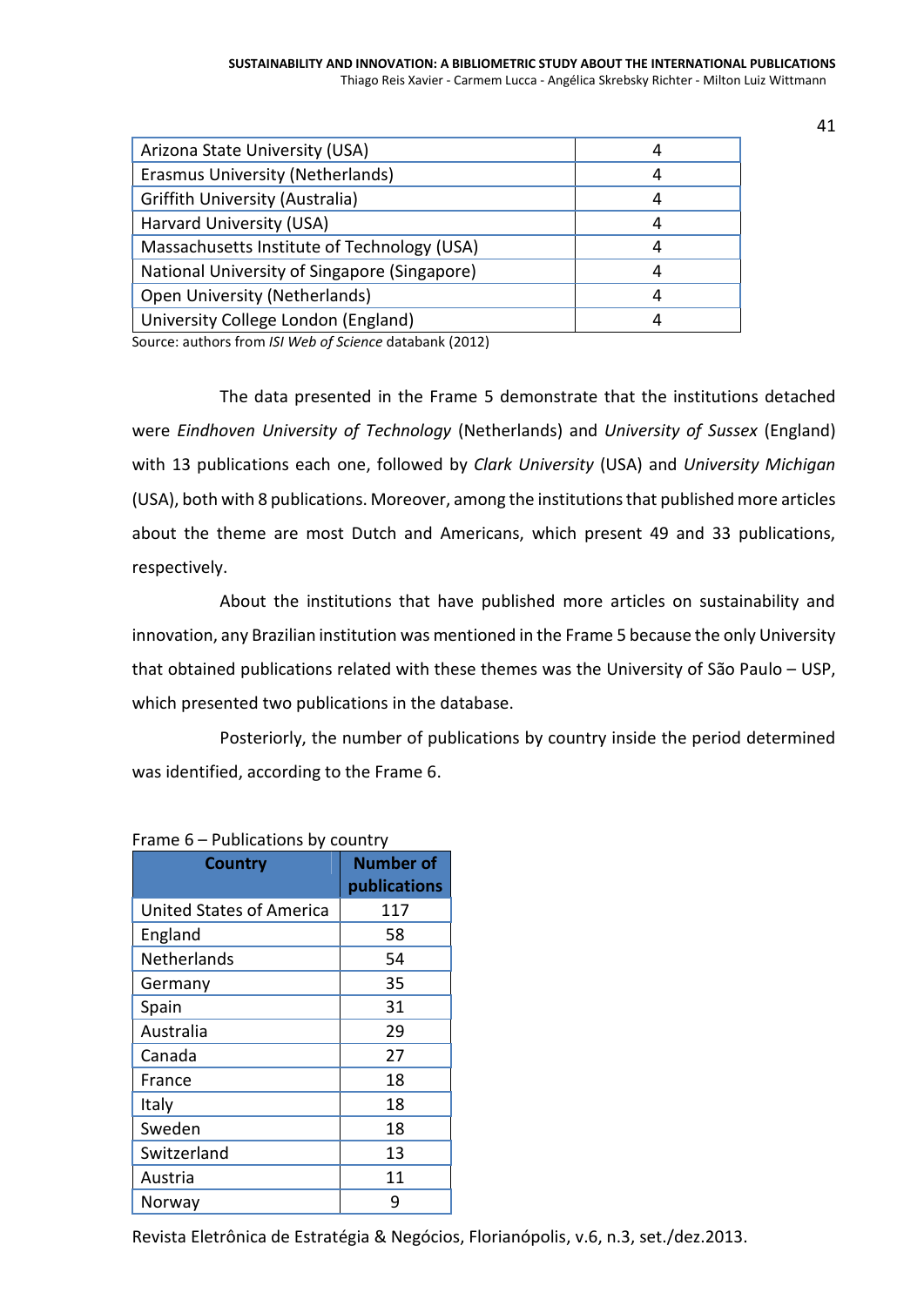| | |
|---|---|
| Arizona State University (USA) | 4 |
| Erasmus University (Netherlands) | 4 |
| Griffith University (Australia) | 4 |
| Harvard University (USA) | 4 |
| Massachusetts Institute of Technology (USA) | 4 |
| National University of Singapore (Singapore) | 4 |
| Open University (Netherlands) | 4 |
| University College London (England) | 4 |

Source: authors from *ISI Web of Science* databank (2012)

The data presented in the Frame 5 demonstrate that the institutions detached were *Eindhoven University of Technology* (Netherlands) and *University of Sussex* (England) with 13 publications each one, followed by *Clark University* (USA) and *University Michigan* (USA), both with 8 publications. Moreover, among the institutions that published more articles about the theme are most Dutch and Americans, which present 49 and 33 publications, respectively.

About the institutions that have published more articles on sustainability and innovation, any Brazilian institution was mentioned in the Frame 5 because the only University that obtained publications related with these themes was the University of São Paulo – USP, which presented two publications in the database.

Posteriorly, the number of publications by country inside the period determined was identified, according to the Frame 6.

Frame 6 – Publications by country

| Country | Number of publications |
|---|---|
| United States of America | 117 |
| England | 58 |
| Netherlands | 54 |
| Germany | 35 |
| Spain | 31 |
| Australia | 29 |
| Canada | 27 |
| France | 18 |
| Italy | 18 |
| Sweden | 18 |
| Switzerland | 13 |
| Austria | 11 |
| Norway | 9 |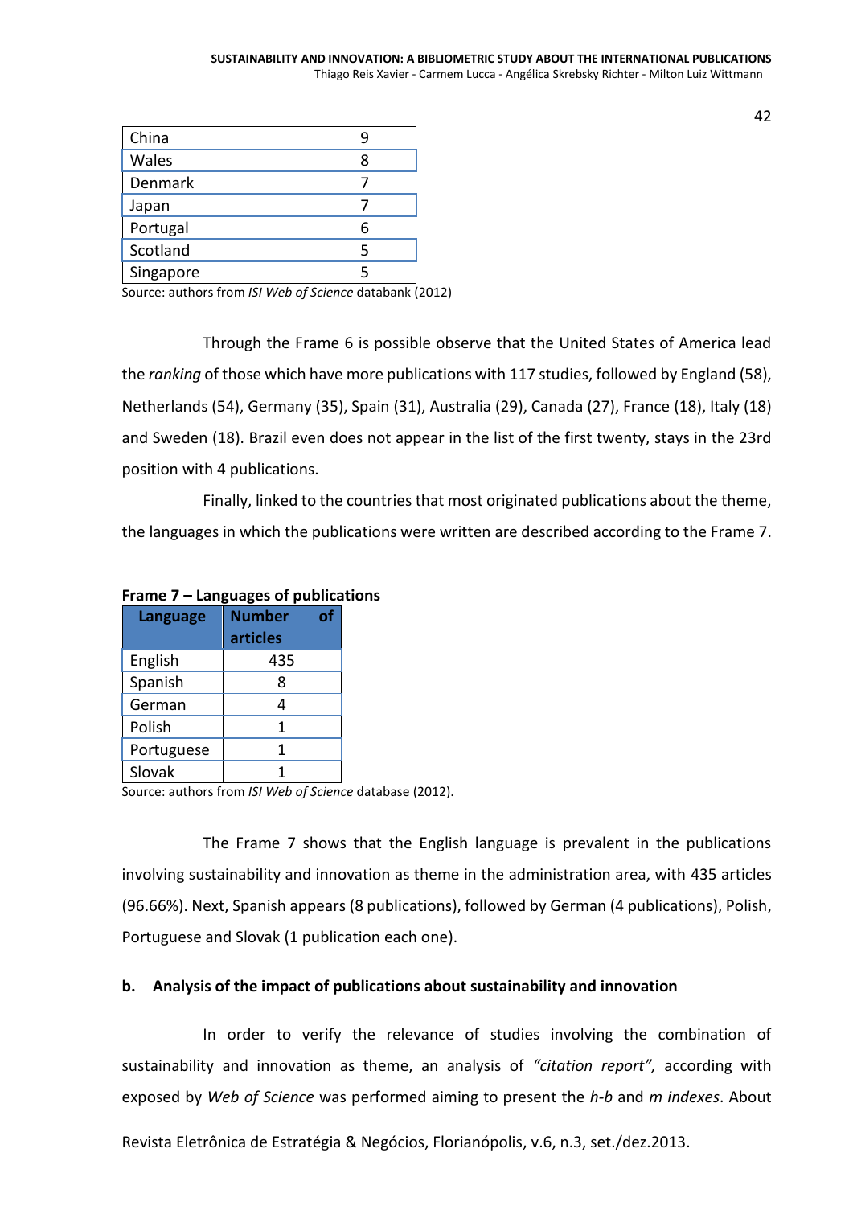| China | 9 |
|---|---|
| Wales | 8 |
| Denmark | 7 |
| Japan | 7 |
| Portugal | 6 |
| Scotland | 5 |
| Singapore | 5 |

Source: authors from *ISI Web of Science* databank (2012)

Through the Frame 6 is possible observe that the United States of America lead the *ranking* of those which have more publications with 117 studies, followed by England (58), Netherlands (54), Germany (35), Spain (31), Australia (29), Canada (27), France (18), Italy (18) and Sweden (18). Brazil even does not appear in the list of the first twenty, stays in the 23rd position with 4 publications.

Finally, linked to the countries that most originated publications about the theme, the languages in which the publications were written are described according to the Frame 7.

**Frame 7 – Languages of publications**

| Language | Number of articles |
|---|---|
| English | 435 |
| Spanish | 8 |
| German | 4 |
| Polish | 1 |
| Portuguese | 1 |
| Slovak | 1 |

Source: authors from *ISI Web of Science* database (2012).

The Frame 7 shows that the English language is prevalent in the publications involving sustainability and innovation as theme in the administration area, with 435 articles (96.66%). Next, Spanish appears (8 publications), followed by German (4 publications), Polish, Portuguese and Slovak (1 publication each one).

**b. Analysis of the impact of publications about sustainability and innovation**

In order to verify the relevance of studies involving the combination of sustainability and innovation as theme, an analysis of *"citation report",* according with exposed by *Web of Science* was performed aiming to present the *h-b* and *m indexes*. About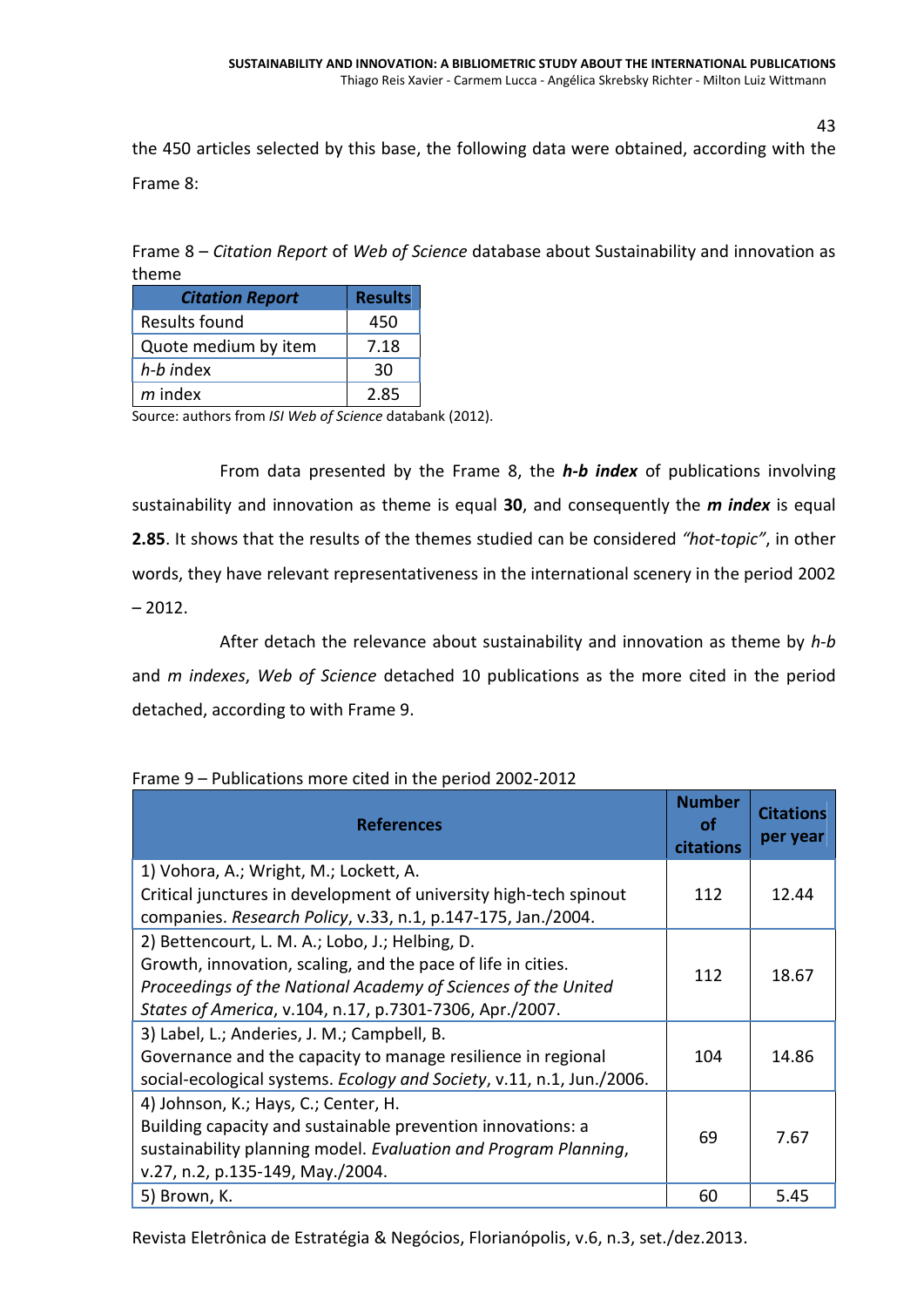the 450 articles selected by this base, the following data were obtained, according with the Frame 8:

Frame 8 – *Citation Report* of *Web of Science* database about Sustainability and innovation as theme

| ***Citation Report*** | **Results** |
|---|---|
| Results found | 450 |
| Quote medium by item | 7.18 |
| *h-b* index | 30 |
| *m* index | 2.85 |

Source: authors from *ISI Web of Science* databank (2012).

From data presented by the Frame 8, the ***h-b index*** of publications involving sustainability and innovation as theme is equal **30**, and consequently the ***m index*** is equal **2.85**. It shows that the results of the themes studied can be considered *"hot-topic"*, in other words, they have relevant representativeness in the international scenery in the period 2002 – 2012.

After detach the relevance about sustainability and innovation as theme by *h-b* and *m indexes*, *Web of Science* detached 10 publications as the more cited in the period detached, according to with Frame 9.

Frame 9 – Publications more cited in the period 2002-2012

| **References** | **Number of citations** | **Citations per year** |
|---|---|---|
| 1) Vohora, A.; Wright, M.; Lockett, A. Critical junctures in development of university high-tech spinout companies. *Research Policy*, v.33, n.1, p.147-175, Jan./2004. | 112 | 12.44 |
| 2) Bettencourt, L. M. A.; Lobo, J.; Helbing, D. Growth, innovation, scaling, and the pace of life in cities. *Proceedings of the National Academy of Sciences of the United States of America*, v.104, n.17, p.7301-7306, Apr./2007. | 112 | 18.67 |
| 3) Label, L.; Anderies, J. M.; Campbell, B. Governance and the capacity to manage resilience in regional social-ecological systems. *Ecology and Society*, v.11, n.1, Jun./2006. | 104 | 14.86 |
| 4) Johnson, K.; Hays, C.; Center, H. Building capacity and sustainable prevention innovations: a sustainability planning model. *Evaluation and Program Planning*, v.27, n.2, p.135-149, May./2004. | 69 | 7.67 |
| 5) Brown, K. | 60 | 5.45 |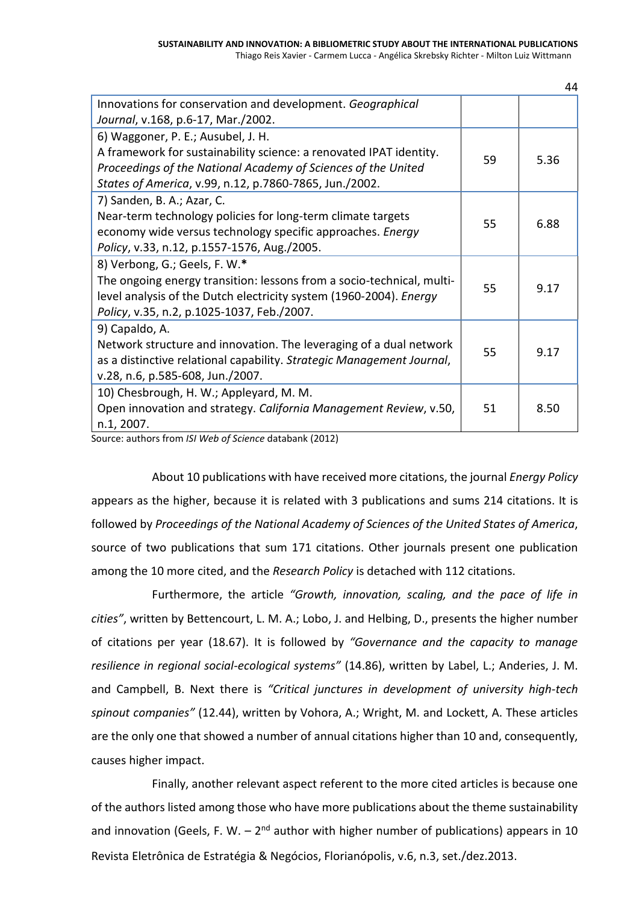| | | |
|---|---|---|
| Innovations for conservation and development. *Geographical Journal*, v.168, p.6-17, Mar./2002. | | |
| 6) Waggoner, P. E.; Ausubel, J. H. A framework for sustainability science: a renovated IPAT identity. *Proceedings of the National Academy of Sciences of the United States of America*, v.99, n.12, p.7860-7865, Jun./2002. | 59 | 5.36 |
| 7) Sanden, B. A.; Azar, C. Near-term technology policies for long-term climate targets economy wide versus technology specific approaches. *Energy Policy*, v.33, n.12, p.1557-1576, Aug./2005. | 55 | 6.88 |
| 8) Verbong, G.; Geels, F. W.* The ongoing energy transition: lessons from a socio-technical, multi-level analysis of the Dutch electricity system (1960-2004). *Energy Policy*, v.35, n.2, p.1025-1037, Feb./2007. | 55 | 9.17 |
| 9) Capaldo, A. Network structure and innovation. The leveraging of a dual network as a distinctive relational capability. *Strategic Management Journal*, v.28, n.6, p.585-608, Jun./2007. | 55 | 9.17 |
| 10) Chesbrough, H. W.; Appleyard, M. M. Open innovation and strategy. *California Management Review*, v.50, n.1, 2007. | 51 | 8.50 |

Source: authors from *ISI Web of Science* databank (2012)

About 10 publications with have received more citations, the journal *Energy Policy* appears as the higher, because it is related with 3 publications and sums 214 citations. It is followed by *Proceedings of the National Academy of Sciences of the United States of America*, source of two publications that sum 171 citations. Other journals present one publication among the 10 more cited, and the *Research Policy* is detached with 112 citations.

Furthermore, the article *"Growth, innovation, scaling, and the pace of life in cities"*, written by Bettencourt, L. M. A.; Lobo, J. and Helbing, D., presents the higher number of citations per year (18.67). It is followed by *"Governance and the capacity to manage resilience in regional social-ecological systems"* (14.86), written by Label, L.; Anderies, J. M. and Campbell, B. Next there is *"Critical junctures in development of university high-tech spinout companies"* (12.44), written by Vohora, A.; Wright, M. and Lockett, A. These articles are the only one that showed a number of annual citations higher than 10 and, consequently, causes higher impact.

Finally, another relevant aspect referent to the more cited articles is because one of the authors listed among those who have more publications about the theme sustainability and innovation (Geels, F. W. – 2nd author with higher number of publications) appears in 10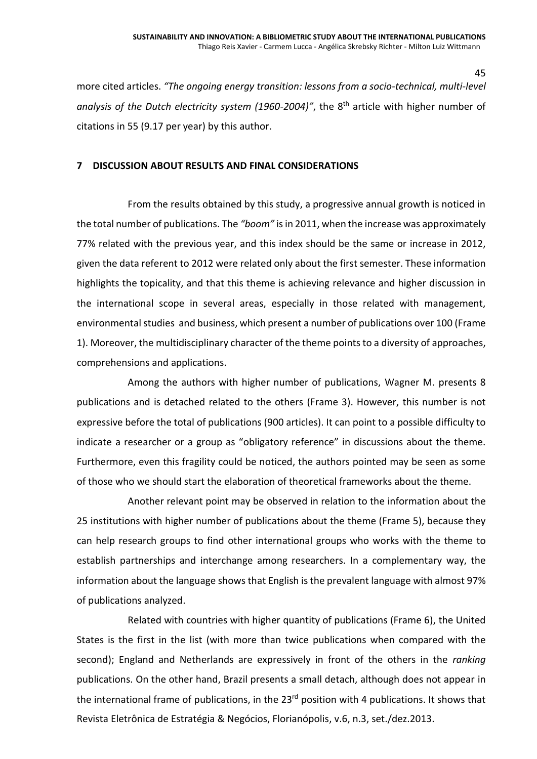more cited articles. *"The ongoing energy transition: lessons from a socio-technical, multi-level analysis of the Dutch electricity system (1960-2004)"*, the 8th article with higher number of citations in 55 (9.17 per year) by this author.

## 7 DISCUSSION ABOUT RESULTS AND FINAL CONSIDERATIONS

From the results obtained by this study, a progressive annual growth is noticed in the total number of publications. The *"boom"* is in 2011, when the increase was approximately 77% related with the previous year, and this index should be the same or increase in 2012, given the data referent to 2012 were related only about the first semester. These information highlights the topicality, and that this theme is achieving relevance and higher discussion in the international scope in several areas, especially in those related with management, environmental studies and business, which present a number of publications over 100 (Frame 1). Moreover, the multidisciplinary character of the theme points to a diversity of approaches, comprehensions and applications.

Among the authors with higher number of publications, Wagner M. presents 8 publications and is detached related to the others (Frame 3). However, this number is not expressive before the total of publications (900 articles). It can point to a possible difficulty to indicate a researcher or a group as "obligatory reference" in discussions about the theme. Furthermore, even this fragility could be noticed, the authors pointed may be seen as some of those who we should start the elaboration of theoretical frameworks about the theme.

Another relevant point may be observed in relation to the information about the 25 institutions with higher number of publications about the theme (Frame 5), because they can help research groups to find other international groups who works with the theme to establish partnerships and interchange among researchers. In a complementary way, the information about the language shows that English is the prevalent language with almost 97% of publications analyzed.

Related with countries with higher quantity of publications (Frame 6), the United States is the first in the list (with more than twice publications when compared with the second); England and Netherlands are expressively in front of the others in the *ranking* publications. On the other hand, Brazil presents a small detach, although does not appear in the international frame of publications, in the 23rd position with 4 publications. It shows that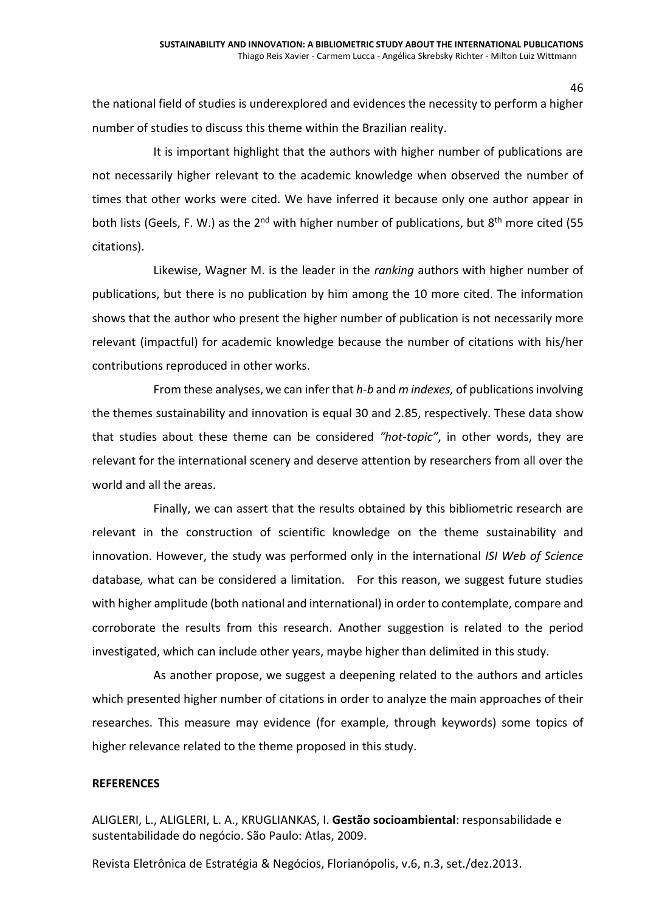the national field of studies is underexplored and evidences the necessity to perform a higher number of studies to discuss this theme within the Brazilian reality.

It is important highlight that the authors with higher number of publications are not necessarily higher relevant to the academic knowledge when observed the number of times that other works were cited. We have inferred it because only one author appear in both lists (Geels, F. W.) as the 2nd with higher number of publications, but 8th more cited (55 citations).

Likewise, Wagner M. is the leader in the *ranking* authors with higher number of publications, but there is no publication by him among the 10 more cited. The information shows that the author who present the higher number of publication is not necessarily more relevant (impactful) for academic knowledge because the number of citations with his/her contributions reproduced in other works.

From these analyses, we can infer that *h-b* and *m indexes,* of publications involving the themes sustainability and innovation is equal 30 and 2.85, respectively. These data show that studies about these theme can be considered *"hot-topic"*, in other words, they are relevant for the international scenery and deserve attention by researchers from all over the world and all the areas.

Finally, we can assert that the results obtained by this bibliometric research are relevant in the construction of scientific knowledge on the theme sustainability and innovation. However, the study was performed only in the international *ISI Web of Science* database*,* what can be considered a limitation. For this reason, we suggest future studies with higher amplitude (both national and international) in order to contemplate, compare and corroborate the results from this research. Another suggestion is related to the period investigated, which can include other years, maybe higher than delimited in this study.

As another propose, we suggest a deepening related to the authors and articles which presented higher number of citations in order to analyze the main approaches of their researches. This measure may evidence (for example, through keywords) some topics of higher relevance related to the theme proposed in this study.

**REFERENCES**

ALIGLERI, L., ALIGLERI, L. A., KRUGLIANKAS, I. **Gestão socioambiental**: responsabilidade e sustentabilidade do negócio. São Paulo: Atlas, 2009.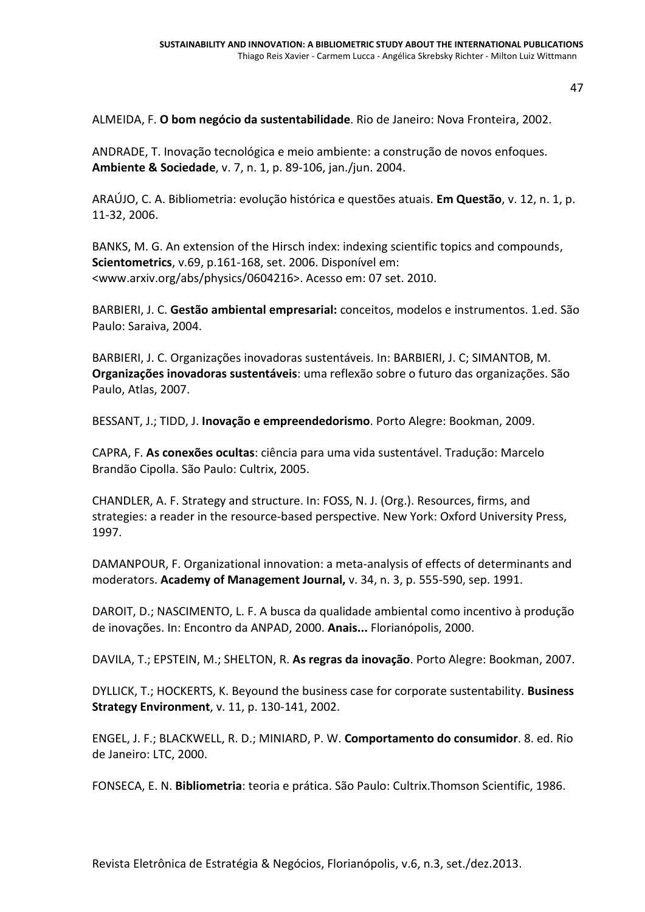ALMEIDA, F. **O bom negócio da sustentabilidade**. Rio de Janeiro: Nova Fronteira, 2002.

ANDRADE, T. Inovação tecnológica e meio ambiente: a construção de novos enfoques. **Ambiente & Sociedade**, v. 7, n. 1, p. 89-106, jan./jun. 2004.

ARAÚJO, C. A. Bibliometria: evolução histórica e questões atuais. **Em Questão**, v. 12, n. 1, p. 11-32, 2006.

BANKS, M. G. An extension of the Hirsch index: indexing scientific topics and compounds, **Scientometrics**, v.69, p.161-168, set. 2006. Disponível em: <www.arxiv.org/abs/physics/0604216>. Acesso em: 07 set. 2010.

BARBIERI, J. C. **Gestão ambiental empresarial:** conceitos, modelos e instrumentos. 1.ed. São Paulo: Saraiva, 2004.

BARBIERI, J. C. Organizações inovadoras sustentáveis. In: BARBIERI, J. C; SIMANTOB, M. **Organizações inovadoras sustentáveis**: uma reflexão sobre o futuro das organizações. São Paulo, Atlas, 2007.

BESSANT, J.; TIDD, J. **Inovação e empreendedorismo**. Porto Alegre: Bookman, 2009.

CAPRA, F. **As conexões ocultas**: ciência para uma vida sustentável. Tradução: Marcelo Brandão Cipolla. São Paulo: Cultrix, 2005.

CHANDLER, A. F. Strategy and structure. In: FOSS, N. J. (Org.). Resources, firms, and strategies: a reader in the resource-based perspective. New York: Oxford University Press, 1997.

DAMANPOUR, F. Organizational innovation: a meta-analysis of effects of determinants and moderators. **Academy of Management Journal,** v. 34, n. 3, p. 555-590, sep. 1991.

DAROIT, D.; NASCIMENTO, L. F. A busca da qualidade ambiental como incentivo à produção de inovações. In: Encontro da ANPAD, 2000. **Anais...** Florianópolis, 2000.

DAVILA, T.; EPSTEIN, M.; SHELTON, R. **As regras da inovação**. Porto Alegre: Bookman, 2007.

DYLLICK, T.; HOCKERTS, K. Beyound the business case for corporate sustentability. **Business Strategy Environment**, v. 11, p. 130-141, 2002.

ENGEL, J. F.; BLACKWELL, R. D.; MINIARD, P. W. **Comportamento do consumidor**. 8. ed. Rio de Janeiro: LTC, 2000.

FONSECA, E. N. **Bibliometria**: teoria e prática. São Paulo: Cultrix.Thomson Scientific, 1986.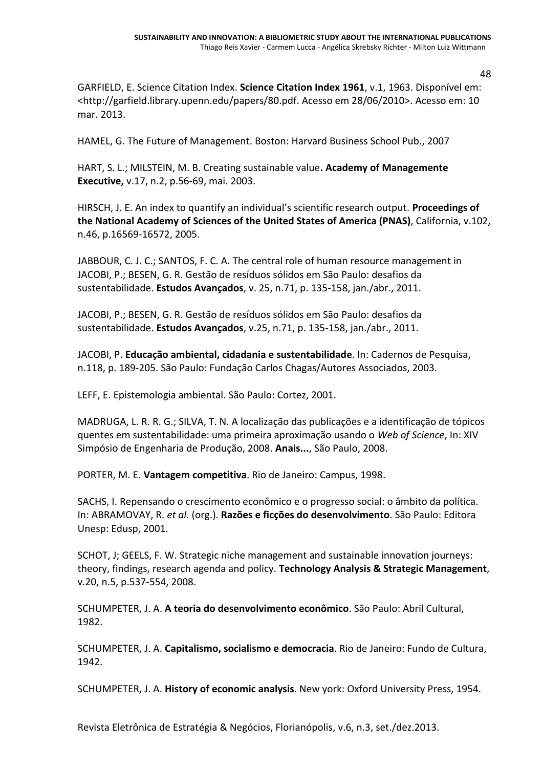GARFIELD, E. Science Citation Index. **Science Citation Index 1961**, v.1, 1963. Disponível em: <http://garfield.library.upenn.edu/papers/80.pdf. Acesso em 28/06/2010>. Acesso em: 10 mar. 2013.

HAMEL, G. The Future of Management. Boston: Harvard Business School Pub., 2007

HART, S. L.; MILSTEIN, M. B. Creating sustainable value**. Academy of Managemente Executive,** v.17, n.2, p.56-69, mai. 2003.

HIRSCH, J. E. An index to quantify an individual's scientific research output. **Proceedings of the National Academy of Sciences of the United States of America (PNAS)**, California, v.102, n.46, p.16569-16572, 2005.

JABBOUR, C. J. C.; SANTOS, F. C. A. The central role of human resource management in JACOBI, P.; BESEN, G. R. Gestão de resíduos sólidos em São Paulo: desafios da sustentabilidade. **Estudos Avançados**, v. 25, n.71, p. 135-158, jan./abr., 2011.

JACOBI, P.; BESEN, G. R. Gestão de resíduos sólidos em São Paulo: desafios da sustentabilidade. **Estudos Avançados**, v.25, n.71, p. 135-158, jan./abr., 2011.

JACOBI, P. **Educação ambiental, cidadania e sustentabilidade**. In: Cadernos de Pesquisa, n.118, p. 189-205. São Paulo: Fundação Carlos Chagas/Autores Associados, 2003.

LEFF, E. Epistemologia ambiental. São Paulo: Cortez, 2001.

MADRUGA, L. R. R. G.; SILVA, T. N. A localização das publicações e a identificação de tópicos quentes em sustentabilidade: uma primeira aproximação usando o *Web of Science*, In: XIV Simpósio de Engenharia de Produção, 2008. **Anais...**, São Paulo, 2008.

PORTER, M. E. **Vantagem competitiva**. Rio de Janeiro: Campus, 1998.

SACHS, I. Repensando o crescimento econômico e o progresso social: o âmbito da política. In: ABRAMOVAY, R. *et al.* (org.). **Razões e ficções do desenvolvimento**. São Paulo: Editora Unesp: Edusp, 2001.

SCHOT, J; GEELS, F. W. Strategic niche management and sustainable innovation journeys: theory, findings, research agenda and policy. **Technology Analysis & Strategic Management**, v.20, n.5, p.537-554, 2008.

SCHUMPETER, J. A. **A teoria do desenvolvimento econômico**. São Paulo: Abril Cultural, 1982.

SCHUMPETER, J. A. **Capitalismo, socialismo e democracia**. Rio de Janeiro: Fundo de Cultura, 1942.

SCHUMPETER, J. A. **History of economic analysis**. New york: Oxford University Press, 1954.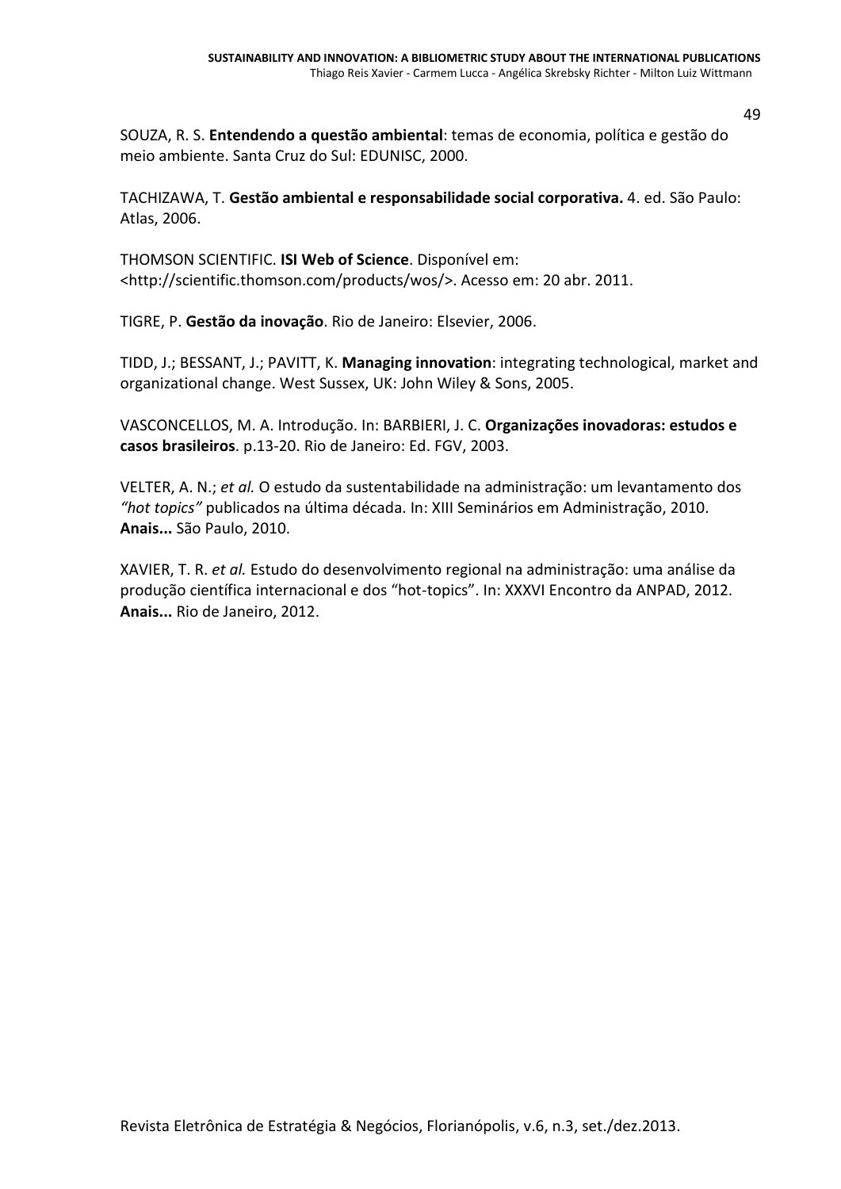SOUZA, R. S. **Entendendo a questão ambiental**: temas de economia, política e gestão do meio ambiente. Santa Cruz do Sul: EDUNISC, 2000.

TACHIZAWA, T. **Gestão ambiental e responsabilidade social corporativa.** 4. ed. São Paulo: Atlas, 2006.

THOMSON SCIENTIFIC. **ISI Web of Science**. Disponível em: <http://scientific.thomson.com/products/wos/>. Acesso em: 20 abr. 2011.

TIGRE, P. **Gestão da inovação**. Rio de Janeiro: Elsevier, 2006.

TIDD, J.; BESSANT, J.; PAVITT, K. **Managing innovation**: integrating technological, market and organizational change. West Sussex, UK: John Wiley & Sons, 2005.

VASCONCELLOS, M. A. Introdução. In: BARBIERI, J. C. **Organizações inovadoras: estudos e casos brasileiros**. p.13-20. Rio de Janeiro: Ed. FGV, 2003.

VELTER, A. N.; *et al.* O estudo da sustentabilidade na administração: um levantamento dos *"hot topics"* publicados na última década. In: XIII Seminários em Administração, 2010. **Anais...** São Paulo, 2010.

XAVIER, T. R. *et al.* Estudo do desenvolvimento regional na administração: uma análise da produção científica internacional e dos "hot-topics". In: XXXVI Encontro da ANPAD, 2012. **Anais...** Rio de Janeiro, 2012.